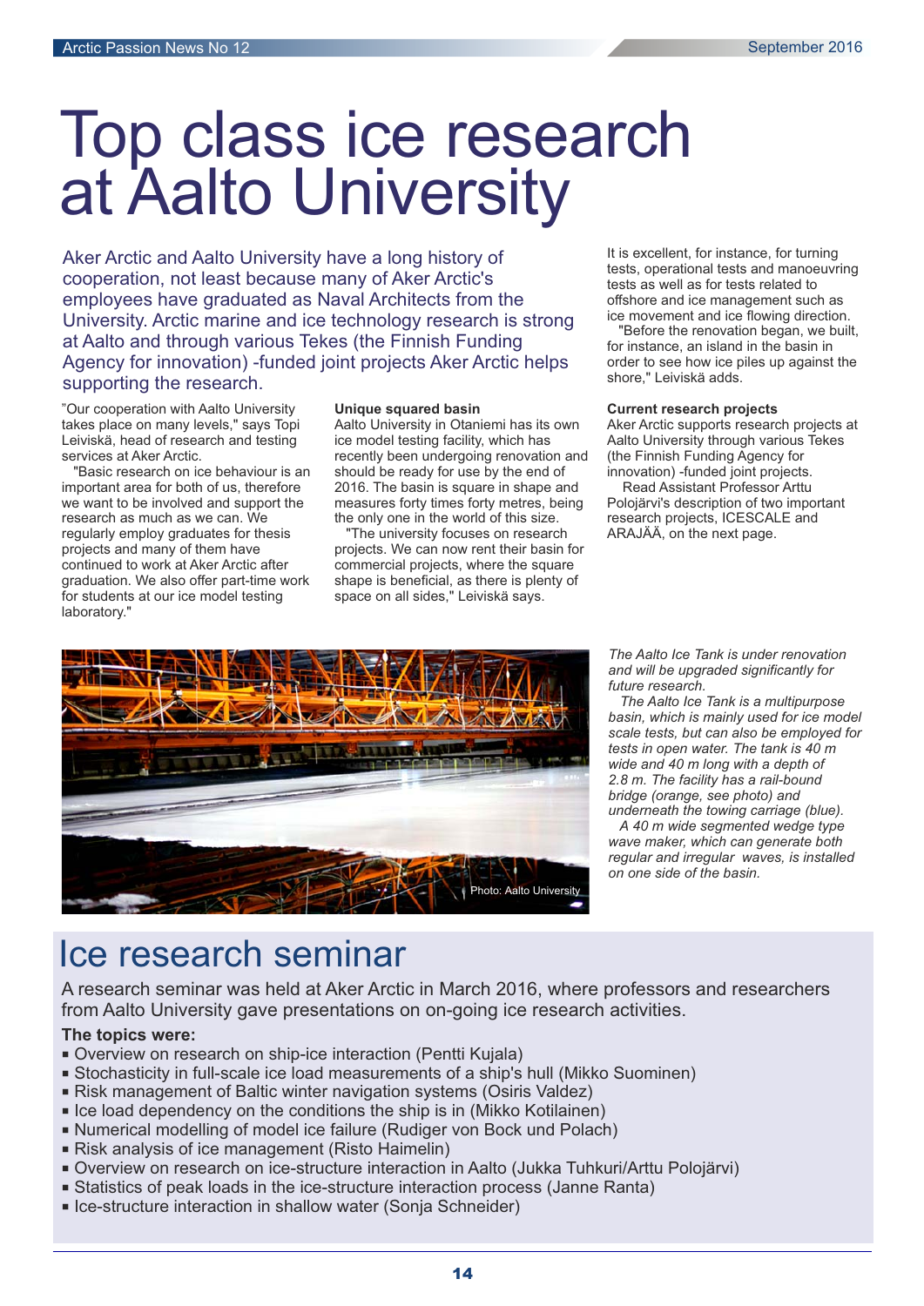# Top class ice research at Aalto University

Aker Arctic and Aalto University have a long history of cooperation, not least because many of Aker Arctic's employees have graduated as Naval Architects from the University. Arctic marine and ice technology research is strong at Aalto and through various Tekes (the Finnish Funding Agency for innovation) -funded joint projects Aker Arctic helps supporting the research.

"Our cooperation with Aalto University takes place on many levels," says Topi Leiviskä, head of research and testing services at Aker Arctic.

"Basic research on ice behaviour is an important area for both of us, therefore we want to be involved and support the research as much as we can. We regularly employ graduates for thesis projects and many of them have continued to work at Aker Arctic after graduation. We also offer part-time work for students at our ice model testing laboratory."

**Unique squared basin**

Aalto University in Otaniemi has its own ice model testing facility, which has recently been undergoing renovation and should be ready for use by the end of 2016. The basin is square in shape and measures forty times forty metres, being the only one in the world of this size.

"The university focuses on research projects. We can now rent their basin for commercial projects, where the square shape is beneficial, as there is plenty of space on all sides," Leiviskä says.

It is excellent, for instance, for turning tests, operational tests and manoeuvring tests as well as for tests related to offshore and ice management such as ice movement and ice flowing direction.

"Before the renovation began, we built, for instance, an island in the basin in order to see how ice piles up against the shore," Leiviskä adds.

**Current research projects**

Aker Arctic supports research projects at Aalto University through various Tekes (the Finnish Funding Agency for innovation) -funded joint projects.

Read Assistant Professor Arttu Polojärvi's description of two important research projects, ICESCALE and ARAJÄÄ, on the next page.

Photo: Aalto University

*The Aalto Ice Tank is under renovation and will be upgraded significantly for future research.*

*The Aalto Ice Tank is a multipurpose basin, which is mainly used for ice model scale tests, but can also be employed for tests in open water. The tank is 40 m wide and 40 m long with a depth of 2.8 m. The facility has a rail-bound bridge (orange, see photo) and underneath the towing carriage (blue).*

*A 40 m wide segmented wedge type wave maker, which can generate both regular and irregular waves, is installed on one side of the basin.*

## Ice research seminar

A research seminar was held at Aker Arctic in March 2016, where professors and researchers from Aalto University gave presentations on on-going ice research activities.

**The topics were:**

- Overview on research on ship-ice interaction (Pentti Kujala)
- Stochasticity in full-scale ice load measurements of a ship's hull (Mikko Suominen)
- Risk management of Baltic winter navigation systems (Osiris Valdez)
- Ice load dependency on the conditions the ship is in (Mikko Kotilainen)
- Numerical modelling of model ice failure (Rudiger von Bock und Polach)
- Risk analysis of ice management (Risto Haimelin)
- Overview on research on ice-structure interaction in Aalto (Jukka Tuhkuri/Arttu Polojärvi)
- Statistics of peak loads in the ice-structure interaction process (Janne Ranta)
- Ice-structure interaction in shallow water (Sonja Schneider)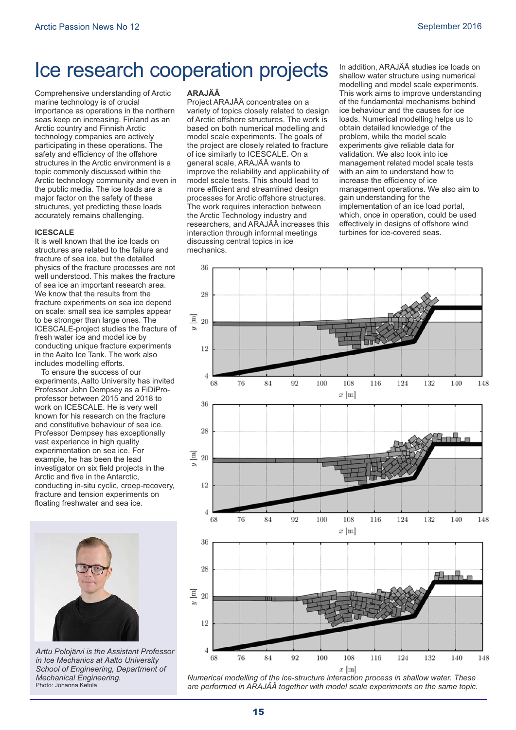# Ice research cooperation projects

Comprehensive understanding of Arctic marine technology is of crucial importance as operations in the northern seas keep on increasing. Finland as an Arctic country and Finnish Arctic technology companies are actively participating in these operations. The safety and efficiency of the offshore structures in the Arctic environment is a topic commonly discussed within the Arctic technology community and even in the public media. The ice loads are a major factor on the safety of these structures, yet predicting these loads accurately remains challenging.

### ICESCALE

It is well known that the ice loads on structures are related to the failure and fracture of sea ice, but the detailed physics of the fracture processes are not well understood. This makes the fracture of sea ice an important research area. We know that the results from the fracture experiments on sea ice depend on scale: small sea ice samples appear to be stronger than large ones. The ICESCALE-project studies the fracture of fresh water ice and model ice by conducting unique fracture experiments in the Aalto Ice Tank. The work also includes modelling efforts.

To ensure the success of our experiments, Aalto University has invited Professor John Dempsey as a FiDiPro-professor between 2015 and 2018 to work on ICESCALE. He is very well known for his research on the fracture and constitutive behaviour of sea ice. Professor Dempsey has exceptionally vast experience in high quality experimentation on sea ice. For example, he has been the lead investigator on six field projects in the Arctic and five in the Antarctic, conducting in-situ cyclic, creep-recovery, fracture and tension experiments on floating freshwater and sea ice.

*Arttu Polojärvi is the Assistant Professor in Ice Mechanics at Aalto University School of Engineering, Department of Mechanical Engineering.*
Photo: Johanna Ketola

### ARAJÄÄ

Project ARAJÄÄ concentrates on a variety of topics closely related to design of Arctic offshore structures. The work is based on both numerical modelling and model scale experiments. The goals of the project are closely related to fracture of ice similarly to ICESCALE. On a general scale, ARAJÄÄ wants to improve the reliability and applicability of model scale tests. This should lead to more efficient and streamlined design processes for Arctic offshore structures. The work requires interaction between the Arctic Technology industry and researchers, and ARAJÄÄ increases this interaction through informal meetings discussing central topics in ice mechanics.

In addition, ARAJÄÄ studies ice loads on shallow water structure using numerical modelling and model scale experiments. This work aims to improve understanding of the fundamental mechanisms behind ice behaviour and the causes for ice loads. Numerical modelling helps us to obtain detailed knowledge of the problem, while the model scale experiments give reliable data for validation. We also look into ice management related model scale tests with an aim to understand how to increase the efficiency of ice management operations. We also aim to gain understanding for the implementation of an ice load portal, which, once in operation, could be used effectively in designs of offshore wind turbines for ice-covered seas.

y [m]
36
28
20
12
4
68 76 84 92 100 108 116 124 132 140 148
x [m]

*Numerical modelling of the ice-structure interaction process in shallow water. These are performed in ARAJÄÄ together with model scale experiments on the same topic.*